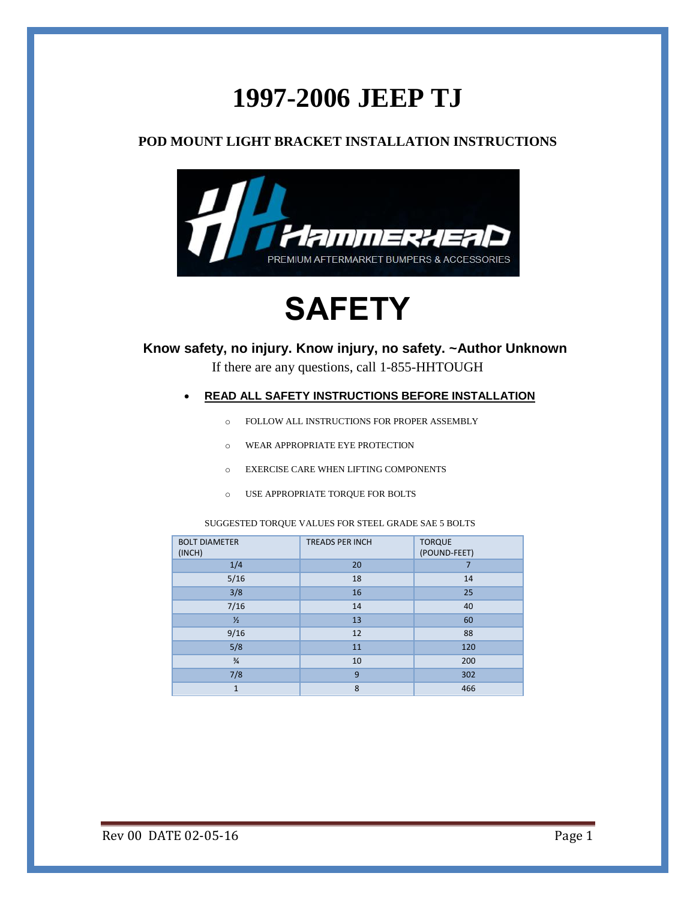# 1997-2006 JEEP TJ

## POD MOUNT LIGHT BRACKET INSTALLATION INSTRUCTIONS

# SAFETY

**Know safety, no injury. Know injury, no safety. ~Author Unknown**

If there are any questions, call 1-855-HHTOUGH

- **READ ALL SAFETY INSTRUCTIONS BEFORE INSTALLATION**
  - FOLLOW ALL INSTRUCTIONS FOR PROPER ASSEMBLY
  - WEAR APPROPRIATE EYE PROTECTION
  - EXERCISE CARE WHEN LIFTING COMPONENTS
  - USE APPROPRIATE TORQUE FOR BOLTS

SUGGESTED TORQUE VALUES FOR STEEL GRADE SAE 5 BOLTS

| BOLT DIAMETER (INCH) | TREADS PER INCH | TORQUE (POUND-FEET) |
|---|---|---|
| 1/4 | 20 | 7 |
| 5/16 | 18 | 14 |
| 3/8 | 16 | 25 |
| 7/16 | 14 | 40 |
| ½ | 13 | 60 |
| 9/16 | 12 | 88 |
| 5/8 | 11 | 120 |
| ¾ | 10 | 200 |
| 7/8 | 9 | 302 |
| 1 | 8 | 466 |

Rev 00 DATE 02-05-16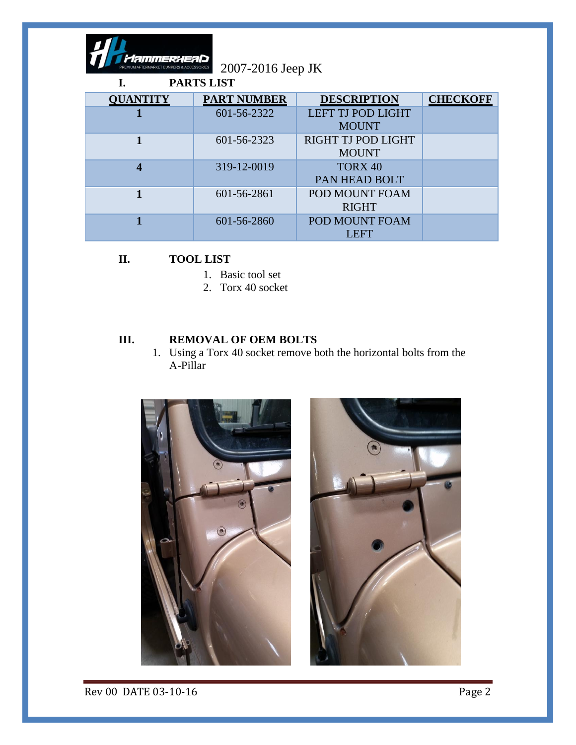2007-2016 Jeep JK

## I. PARTS LIST

| QUANTITY | PART NUMBER | DESCRIPTION | CHECKOFF |
|---|---|---|---|
| **1** | 601-56-2322 | LEFT TJ POD LIGHT MOUNT | |
| **1** | 601-56-2323 | RIGHT TJ POD LIGHT MOUNT | |
| **4** | 319-12-0019 | TORX 40 PAN HEAD BOLT | |
| **1** | 601-56-2861 | POD MOUNT FOAM RIGHT | |
| **1** | 601-56-2860 | POD MOUNT FOAM LEFT | |

## II. TOOL LIST

1. Basic tool set
2. Torx 40 socket

## III. REMOVAL OF OEM BOLTS

1. Using a Torx 40 socket remove both the horizontal bolts from the A-Pillar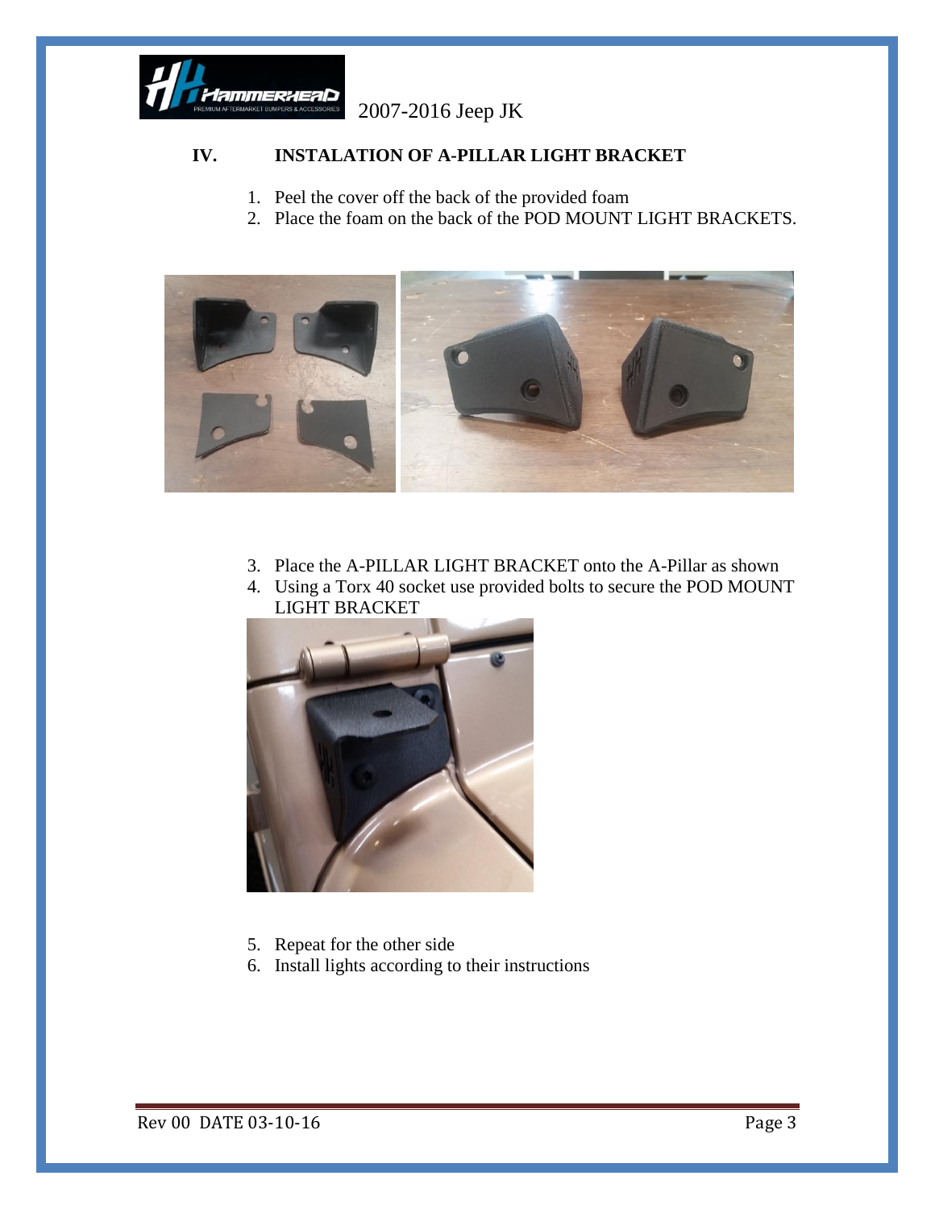2007-2016 Jeep JK

## IV. INSTALATION OF A-PILLAR LIGHT BRACKET

1. Peel the cover off the back of the provided foam
2. Place the foam on the back of the POD MOUNT LIGHT BRACKETS.

3. Place the A-PILLAR LIGHT BRACKET onto the A-Pillar as shown
4. Using a Torx 40 socket use provided bolts to secure the POD MOUNT LIGHT BRACKET

5. Repeat for the other side
6. Install lights according to their instructions

Rev 00 DATE 03-10-16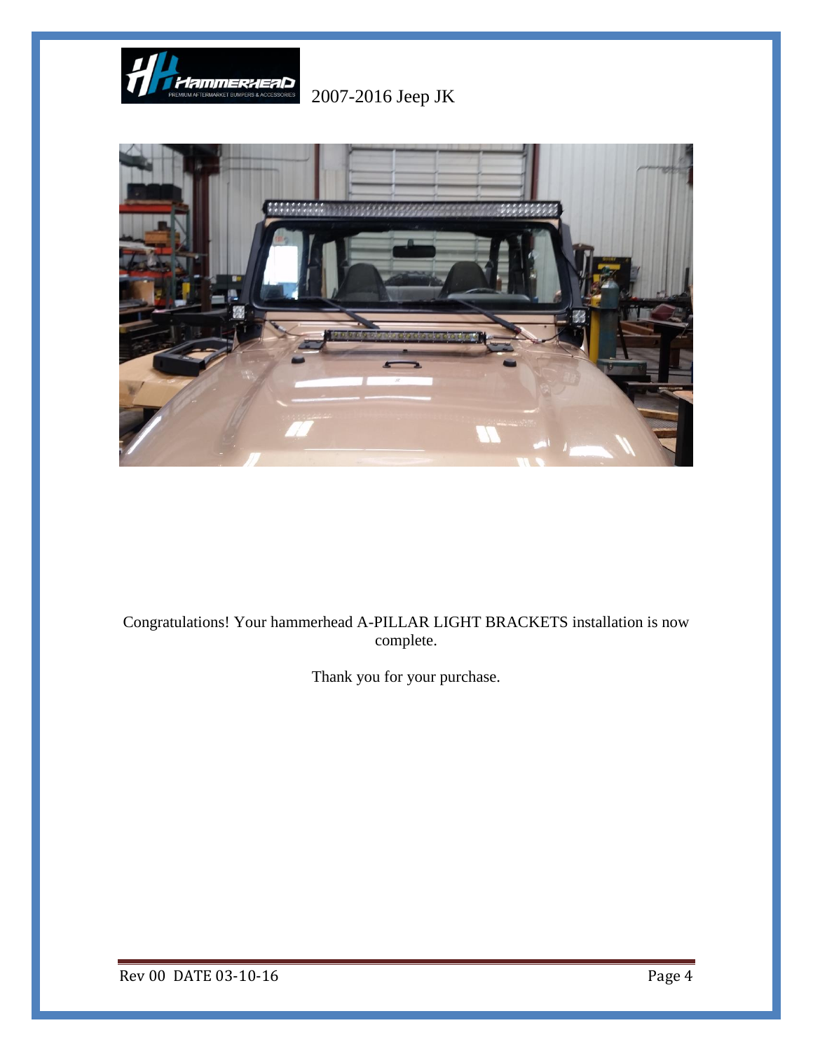2007-2016 Jeep JK

Congratulations! Your hammerhead A-PILLAR LIGHT BRACKETS installation is now complete.

Thank you for your purchase.

Rev 00 DATE 03-10-16